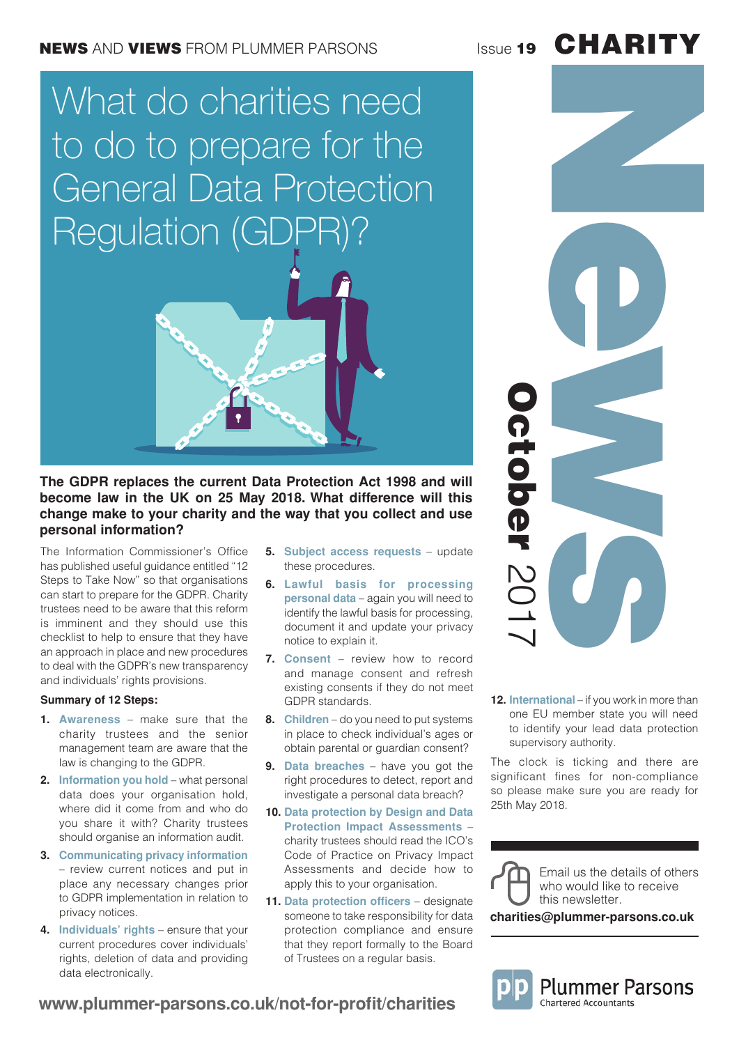**NEWS** AND **VIEWS** FROM PLUMMER PARSONS

Issue **19** **CHARITY** News

**October** 2017

# What do charities need to do to prepare for the General Data Protection Regulation (GDPR)?

**The GDPR replaces the current Data Protection Act 1998 and will become law in the UK on 25 May 2018. What difference will this change make to your charity and the way that you collect and use personal information?**

The Information Commissioner's Office has published useful guidance entitled "12 Steps to Take Now" so that organisations can start to prepare for the GDPR. Charity trustees need to be aware that this reform is imminent and they should use this checklist to help to ensure that they have an approach in place and new procedures to deal with the GDPR's new transparency and individuals' rights provisions.

**Summary of 12 Steps:**

1. **Awareness** – make sure that the charity trustees and the senior management team are aware that the law is changing to the GDPR.
2. **Information you hold** – what personal data does your organisation hold, where did it come from and who do you share it with? Charity trustees should organise an information audit.
3. **Communicating privacy information** – review current notices and put in place any necessary changes prior to GDPR implementation in relation to privacy notices.
4. **Individuals' rights** – ensure that your current procedures cover individuals' rights, deletion of data and providing data electronically.
5. **Subject access requests** – update these procedures.
6. **Lawful basis for processing personal data** – again you will need to identify the lawful basis for processing, document it and update your privacy notice to explain it.
7. **Consent** – review how to record and manage consent and refresh existing consents if they do not meet GDPR standards.
8. **Children** – do you need to put systems in place to check individual's ages or obtain parental or guardian consent?
9. **Data breaches** – have you got the right procedures to detect, report and investigate a personal data breach?
10. **Data protection by Design and Data Protection Impact Assessments** – charity trustees should read the ICO's Code of Practice on Privacy Impact Assessments and decide how to apply this to your organisation.
11. **Data protection officers** – designate someone to take responsibility for data protection compliance and ensure that they report formally to the Board of Trustees on a regular basis.
12. **International** – if you work in more than one EU member state you will need to identify your lead data protection supervisory authority.

The clock is ticking and there are significant fines for non-compliance so please make sure you are ready for 25th May 2018.

Email us the details of others who would like to receive this newsletter.

**charities@plummer-parsons.co.uk**

Plummer Parsons
Chartered Accountants

**www.plummer-parsons.co.uk/not-for-profit/charities**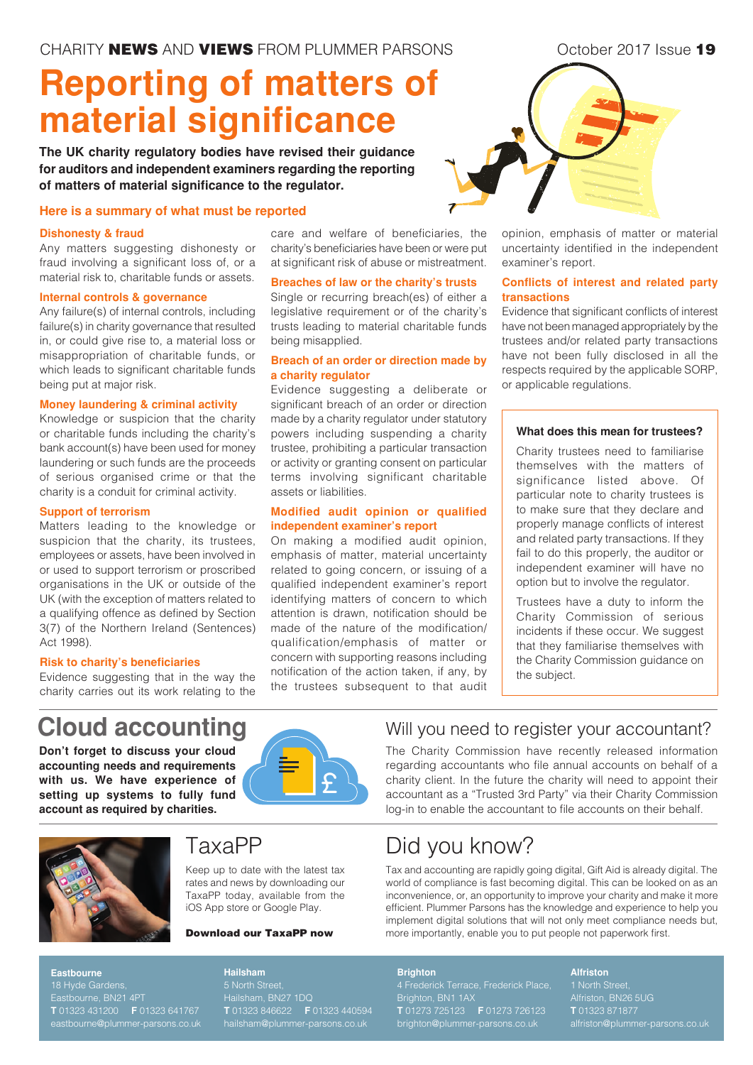CHARITY **NEWS** AND **VIEWS** FROM PLUMMER PARSONS

October 2017 Issue **19**

# Reporting of matters of material significance

**The UK charity regulatory bodies have revised their guidance for auditors and independent examiners regarding the reporting of matters of material significance to the regulator.**

## Here is a summary of what must be reported

### Dishonesty & fraud

Any matters suggesting dishonesty or fraud involving a significant loss of, or a material risk to, charitable funds or assets.

### Internal controls & governance

Any failure(s) of internal controls, including failure(s) in charity governance that resulted in, or could give rise to, a material loss or misappropriation of charitable funds, or which leads to significant charitable funds being put at major risk.

### Money laundering & criminal activity

Knowledge or suspicion that the charity or charitable funds including the charity's bank account(s) have been used for money laundering or such funds are the proceeds of serious organised crime or that the charity is a conduit for criminal activity.

### Support of terrorism

Matters leading to the knowledge or suspicion that the charity, its trustees, employees or assets, have been involved in or used to support terrorism or proscribed organisations in the UK or outside of the UK (with the exception of matters related to a qualifying offence as defined by Section 3(7) of the Northern Ireland (Sentences) Act 1998).

### Risk to charity's beneficiaries

Evidence suggesting that in the way the charity carries out its work relating to the care and welfare of beneficiaries, the charity's beneficiaries have been or were put at significant risk of abuse or mistreatment.

### Breaches of law or the charity's trusts

Single or recurring breach(es) of either a legislative requirement or of the charity's trusts leading to material charitable funds being misapplied.

### Breach of an order or direction made by a charity regulator

Evidence suggesting a deliberate or significant breach of an order or direction made by a charity regulator under statutory powers including suspending a charity trustee, prohibiting a particular transaction or activity or granting consent on particular terms involving significant charitable assets or liabilities.

### Modified audit opinion or qualified independent examiner's report

On making a modified audit opinion, emphasis of matter, material uncertainty related to going concern, or issuing of a qualified independent examiner's report identifying matters of concern to which attention is drawn, notification should be made of the nature of the modification/ qualification/emphasis of matter or concern with supporting reasons including notification of the action taken, if any, by the trustees subsequent to that audit opinion, emphasis of matter or material uncertainty identified in the independent examiner's report.

### Conflicts of interest and related party transactions

Evidence that significant conflicts of interest have not been managed appropriately by the trustees and/or related party transactions have not been fully disclosed in all the respects required by the applicable SORP, or applicable regulations.

#### What does this mean for trustees?

Charity trustees need to familiarise themselves with the matters of significance listed above. Of particular note to charity trustees is to make sure that they declare and properly manage conflicts of interest and related party transactions. If they fail to do this properly, the auditor or independent examiner will have no option but to involve the regulator.

Trustees have a duty to inform the Charity Commission of serious incidents if these occur. We suggest that they familiarise themselves with the Charity Commission guidance on the subject.

# Cloud accounting

**Don't forget to discuss your cloud accounting needs and requirements with us. We have experience of setting up systems to fully fund account as required by charities.**

# Will you need to register your accountant?

The Charity Commission have recently released information regarding accountants who file annual accounts on behalf of a charity client. In the future the charity will need to appoint their accountant as a "Trusted 3rd Party" via their Charity Commission log-in to enable the accountant to file accounts on their behalf.

# TaxaPP

Keep up to date with the latest tax rates and news by downloading our TaxaPP today, available from the iOS App store or Google Play.

**Download our TaxaPP now**

# Did you know?

Tax and accounting are rapidly going digital, Gift Aid is already digital. The world of compliance is fast becoming digital. This can be looked on as an inconvenience, or, an opportunity to improve your charity and make it more efficient. Plummer Parsons has the knowledge and experience to help you implement digital solutions that will not only meet compliance needs but, more importantly, enable you to put people not paperwork first.

**Eastbourne**
18 Hyde Gardens,
Eastbourne, BN21 4PT
**T** 01323 431200 **F** 01323 641767
eastbourne@plummer-parsons.co.uk

**Hailsham**
5 North Street,
Hailsham, BN27 1DQ
**T** 01323 846622 **F** 01323 440594
hailsham@plummer-parsons.co.uk

**Brighton**
4 Frederick Terrace, Frederick Place,
Brighton, BN1 1AX
**T** 01273 725123 **F** 01273 726123
brighton@plummer-parsons.co.uk

**Alfriston**
1 North Street,
Alfriston, BN26 5UG
**T** 01323 871877
alfriston@plummer-parsons.co.uk